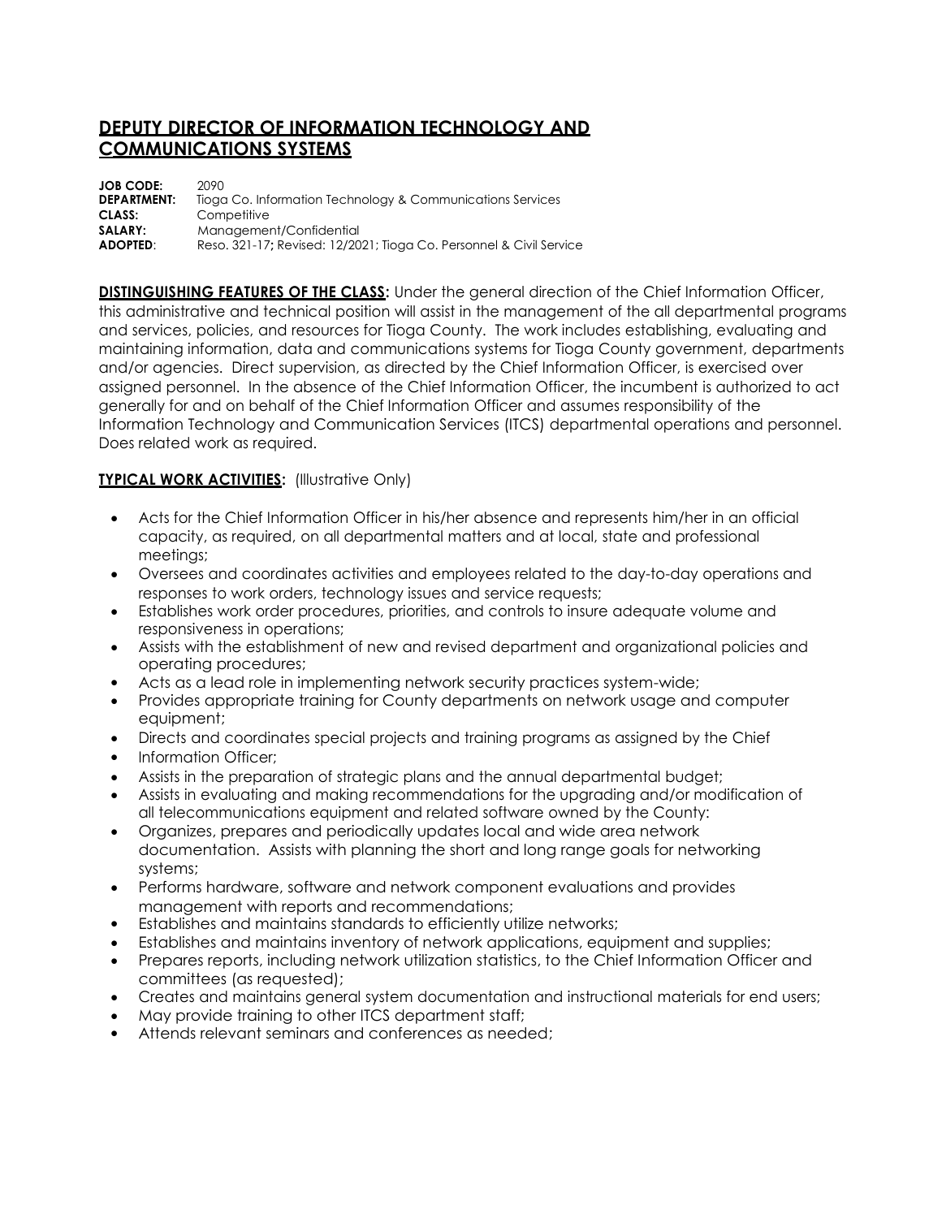# DEPUTY DIRECTOR OF INFORMATION TECHNOLOGY AND COMMUNICATIONS SYSTEMS

**JOB CODE:** 2090
**DEPARTMENT:** Tioga Co. Information Technology & Communications Services
**CLASS:** Competitive
**SALARY:** Management/Confidential
**ADOPTED**: Reso. 321-17**;** Revised: 12/2021; Tioga Co. Personnel & Civil Service

**DISTINGUISHING FEATURES OF THE CLASS:** Under the general direction of the Chief Information Officer, this administrative and technical position will assist in the management of the all departmental programs and services, policies, and resources for Tioga County. The work includes establishing, evaluating and maintaining information, data and communications systems for Tioga County government, departments and/or agencies. Direct supervision, as directed by the Chief Information Officer, is exercised over assigned personnel. In the absence of the Chief Information Officer, the incumbent is authorized to act generally for and on behalf of the Chief Information Officer and assumes responsibility of the Information Technology and Communication Services (ITCS) departmental operations and personnel. Does related work as required.

**TYPICAL WORK ACTIVITIES:** (Illustrative Only)

- Acts for the Chief Information Officer in his/her absence and represents him/her in an official capacity, as required, on all departmental matters and at local, state and professional meetings;
- Oversees and coordinates activities and employees related to the day-to-day operations and responses to work orders, technology issues and service requests;
- Establishes work order procedures, priorities, and controls to insure adequate volume and responsiveness in operations;
- Assists with the establishment of new and revised department and organizational policies and operating procedures;
- Acts as a lead role in implementing network security practices system-wide;
- Provides appropriate training for County departments on network usage and computer equipment;
- Directs and coordinates special projects and training programs as assigned by the Chief
- Information Officer;
- Assists in the preparation of strategic plans and the annual departmental budget;
- Assists in evaluating and making recommendations for the upgrading and/or modification of all telecommunications equipment and related software owned by the County:
- Organizes, prepares and periodically updates local and wide area network documentation. Assists with planning the short and long range goals for networking systems;
- Performs hardware, software and network component evaluations and provides management with reports and recommendations;
- Establishes and maintains standards to efficiently utilize networks;
- Establishes and maintains inventory of network applications, equipment and supplies;
- Prepares reports, including network utilization statistics, to the Chief Information Officer and committees (as requested);
- Creates and maintains general system documentation and instructional materials for end users;
- May provide training to other ITCS department staff;
- Attends relevant seminars and conferences as needed;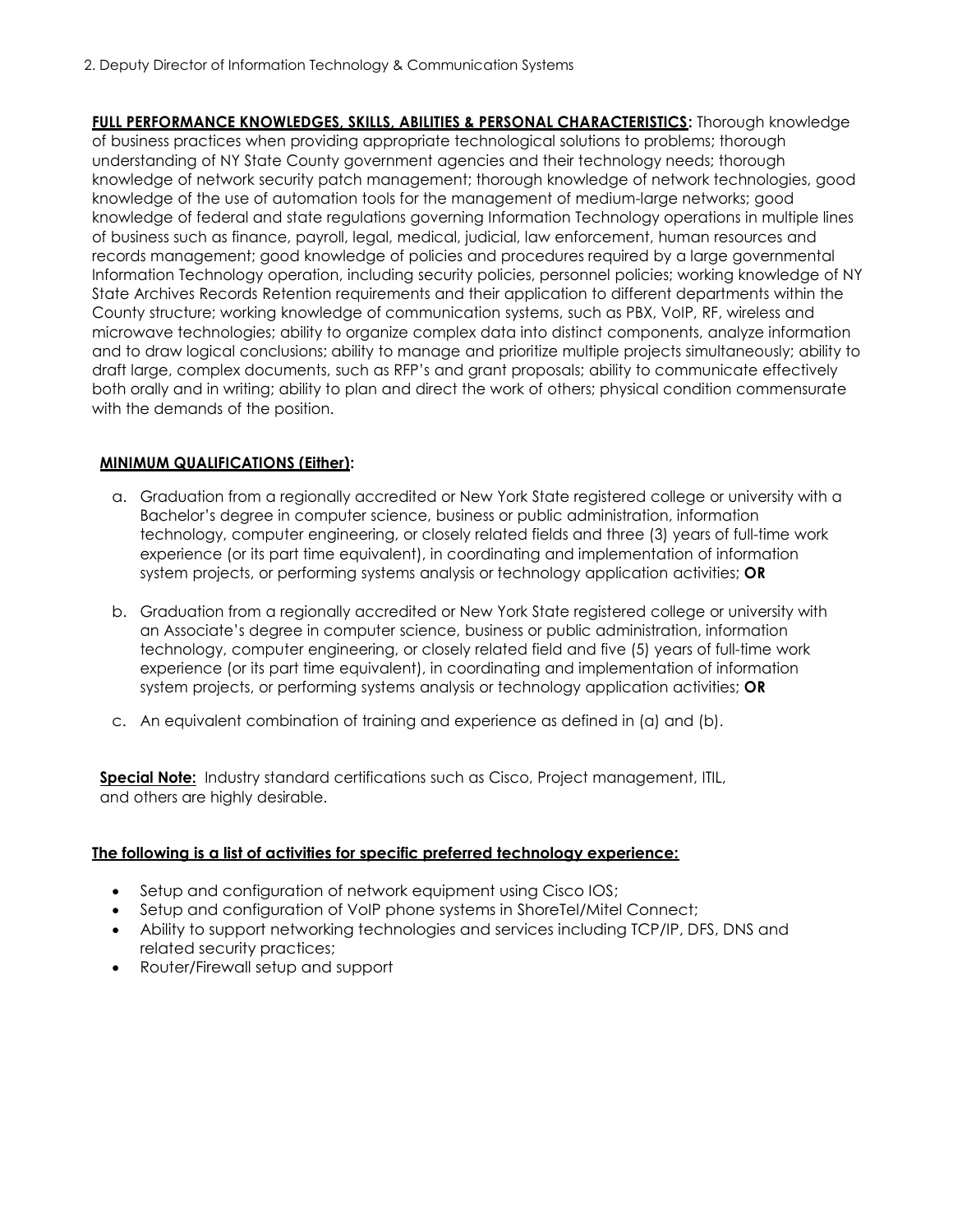**FULL PERFORMANCE KNOWLEDGES, SKILLS, ABILITIES & PERSONAL CHARACTERISTICS:** Thorough knowledge of business practices when providing appropriate technological solutions to problems; thorough understanding of NY State County government agencies and their technology needs; thorough knowledge of network security patch management; thorough knowledge of network technologies, good knowledge of the use of automation tools for the management of medium-large networks; good knowledge of federal and state regulations governing Information Technology operations in multiple lines of business such as finance, payroll, legal, medical, judicial, law enforcement, human resources and records management; good knowledge of policies and procedures required by a large governmental Information Technology operation, including security policies, personnel policies; working knowledge of NY State Archives Records Retention requirements and their application to different departments within the County structure; working knowledge of communication systems, such as PBX, VoIP, RF, wireless and microwave technologies; ability to organize complex data into distinct components, analyze information and to draw logical conclusions; ability to manage and prioritize multiple projects simultaneously; ability to draft large, complex documents, such as RFP's and grant proposals; ability to communicate effectively both orally and in writing; ability to plan and direct the work of others; physical condition commensurate with the demands of the position.

**MINIMUM QUALIFICATIONS (Either):**

a. Graduation from a regionally accredited or New York State registered college or university with a Bachelor's degree in computer science, business or public administration, information technology, computer engineering, or closely related fields and three (3) years of full-time work experience (or its part time equivalent), in coordinating and implementation of information system projects, or performing systems analysis or technology application activities; **OR**

b. Graduation from a regionally accredited or New York State registered college or university with an Associate's degree in computer science, business or public administration, information technology, computer engineering, or closely related field and five (5) years of full-time work experience (or its part time equivalent), in coordinating and implementation of information system projects, or performing systems analysis or technology application activities; **OR**

c. An equivalent combination of training and experience as defined in (a) and (b).

**Special Note:** Industry standard certifications such as Cisco, Project management, ITIL, and others are highly desirable.

**The following is a list of activities for specific preferred technology experience:**

- Setup and configuration of network equipment using Cisco IOS;
- Setup and configuration of VoIP phone systems in ShoreTel/Mitel Connect;
- Ability to support networking technologies and services including TCP/IP, DFS, DNS and related security practices;
- Router/Firewall setup and support